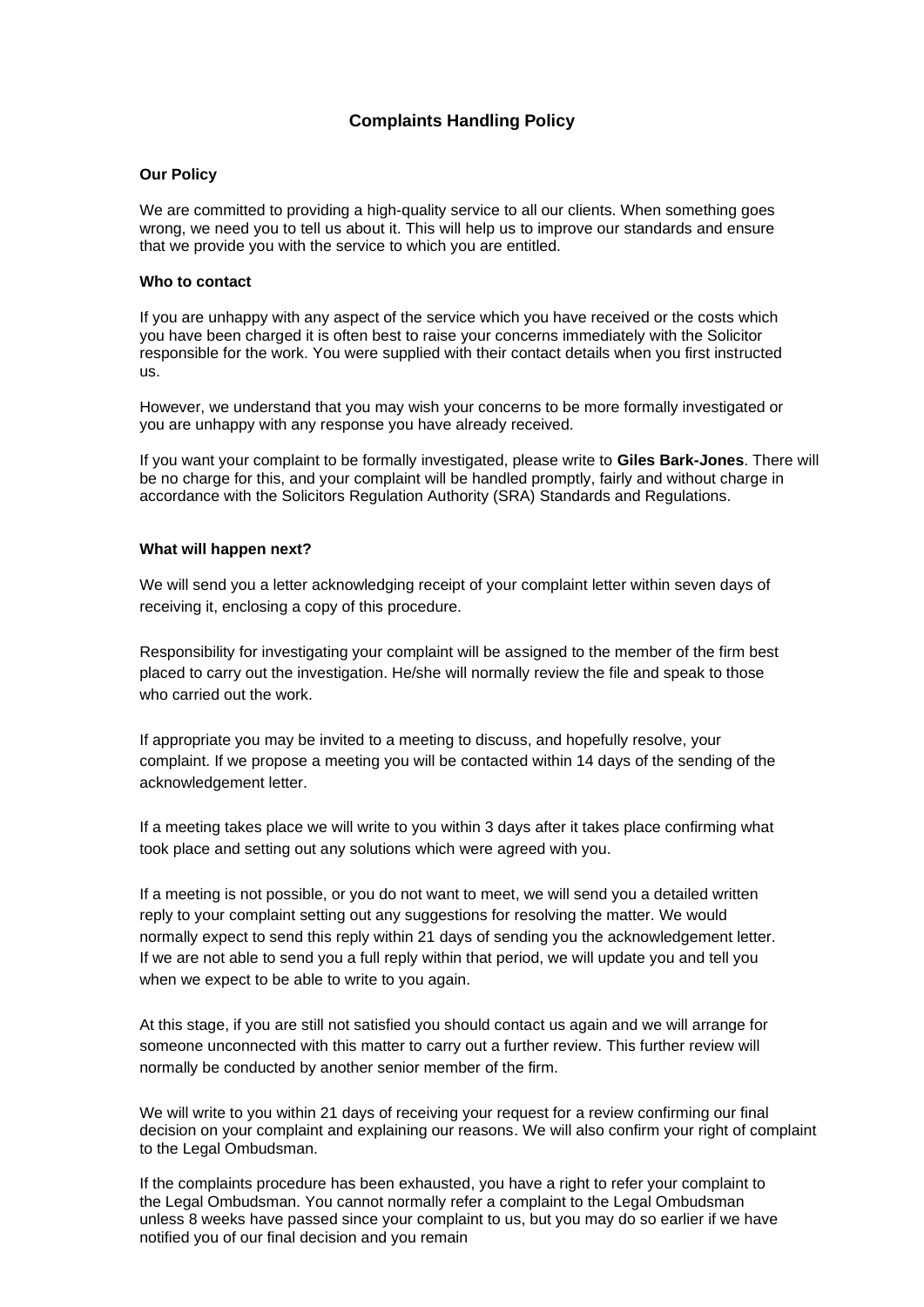# Complaints Handling Policy

**Our Policy**

We are committed to providing a high-quality service to all our clients. When something goes wrong, we need you to tell us about it. This will help us to improve our standards and ensure that we provide you with the service to which you are entitled.

**Who to contact**

If you are unhappy with any aspect of the service which you have received or the costs which you have been charged it is often best to raise your concerns immediately with the Solicitor responsible for the work. You were supplied with their contact details when you first instructed us.

However, we understand that you may wish your concerns to be more formally investigated or you are unhappy with any response you have already received.

If you want your complaint to be formally investigated, please write to **Giles Bark-Jones**. There will be no charge for this, and your complaint will be handled promptly, fairly and without charge in accordance with the Solicitors Regulation Authority (SRA) Standards and Regulations.

**What will happen next?**

We will send you a letter acknowledging receipt of your complaint letter within seven days of receiving it, enclosing a copy of this procedure.

Responsibility for investigating your complaint will be assigned to the member of the firm best placed to carry out the investigation. He/she will normally review the file and speak to those who carried out the work.

If appropriate you may be invited to a meeting to discuss, and hopefully resolve, your complaint. If we propose a meeting you will be contacted within 14 days of the sending of the acknowledgement letter.

If a meeting takes place we will write to you within 3 days after it takes place confirming what took place and setting out any solutions which were agreed with you.

If a meeting is not possible, or you do not want to meet, we will send you a detailed written reply to your complaint setting out any suggestions for resolving the matter. We would normally expect to send this reply within 21 days of sending you the acknowledgement letter. If we are not able to send you a full reply within that period, we will update you and tell you when we expect to be able to write to you again.

At this stage, if you are still not satisfied you should contact us again and we will arrange for someone unconnected with this matter to carry out a further review. This further review will normally be conducted by another senior member of the firm.

We will write to you within 21 days of receiving your request for a review confirming our final decision on your complaint and explaining our reasons. We will also confirm your right of complaint to the Legal Ombudsman.

If the complaints procedure has been exhausted, you have a right to refer your complaint to the Legal Ombudsman. You cannot normally refer a complaint to the Legal Ombudsman unless 8 weeks have passed since your complaint to us, but you may do so earlier if we have notified you of our final decision and you remain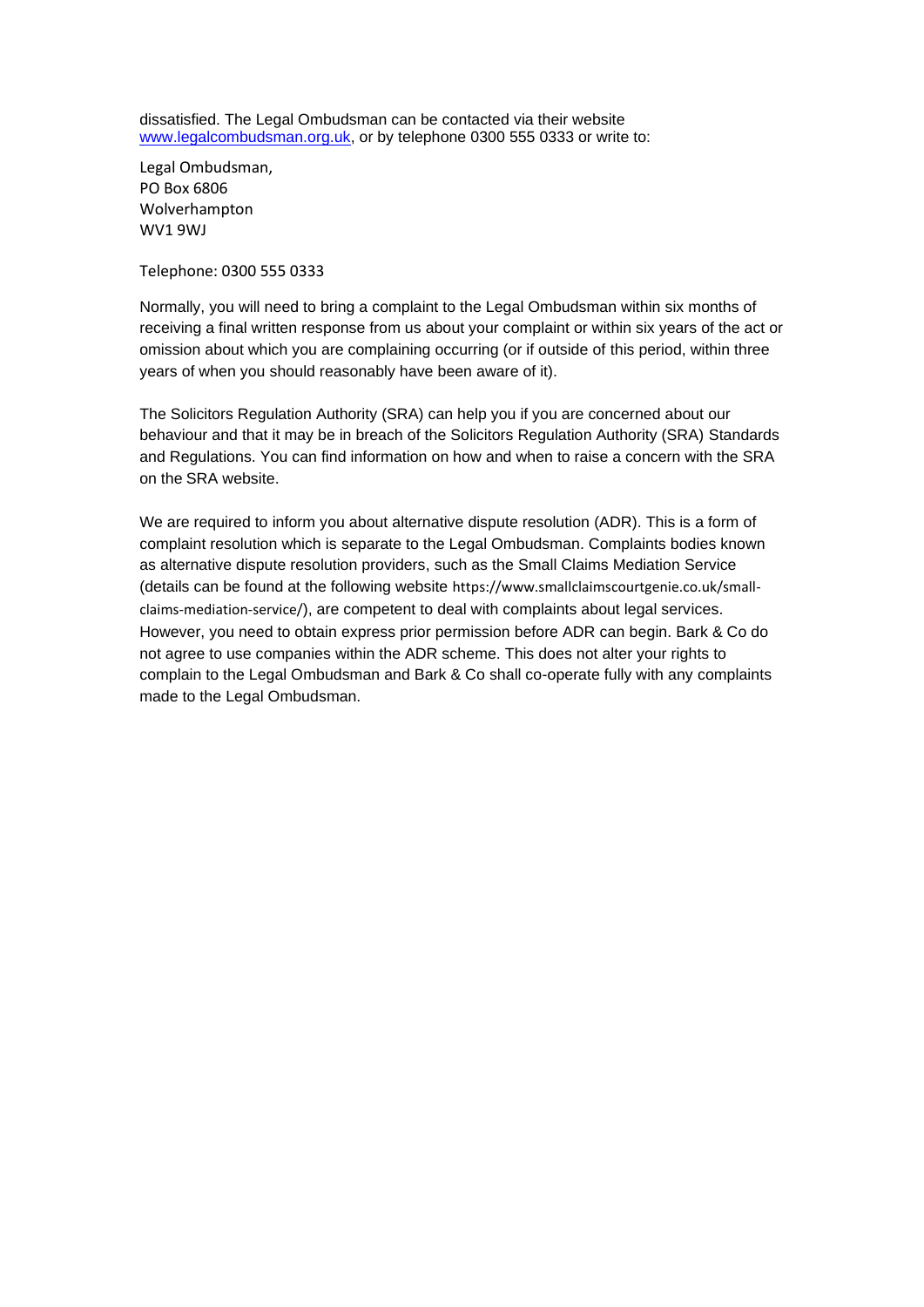dissatisfied. The Legal Ombudsman can be contacted via their website www.legalcombudsman.org.uk, or by telephone 0300 555 0333 or write to:

Legal Ombudsman,
PO Box 6806
Wolverhampton
WV1 9WJ

Telephone: 0300 555 0333

Normally, you will need to bring a complaint to the Legal Ombudsman within six months of receiving a final written response from us about your complaint or within six years of the act or omission about which you are complaining occurring (or if outside of this period, within three years of when you should reasonably have been aware of it).

The Solicitors Regulation Authority (SRA) can help you if you are concerned about our behaviour and that it may be in breach of the Solicitors Regulation Authority (SRA) Standards and Regulations. You can find information on how and when to raise a concern with the SRA on the SRA website.

We are required to inform you about alternative dispute resolution (ADR). This is a form of complaint resolution which is separate to the Legal Ombudsman. Complaints bodies known as alternative dispute resolution providers, such as the Small Claims Mediation Service (details can be found at the following website https://www.smallclaimscourtgenie.co.uk/small-claims-mediation-service/), are competent to deal with complaints about legal services. However, you need to obtain express prior permission before ADR can begin. Bark & Co do not agree to use companies within the ADR scheme. This does not alter your rights to complain to the Legal Ombudsman and Bark & Co shall co-operate fully with any complaints made to the Legal Ombudsman.